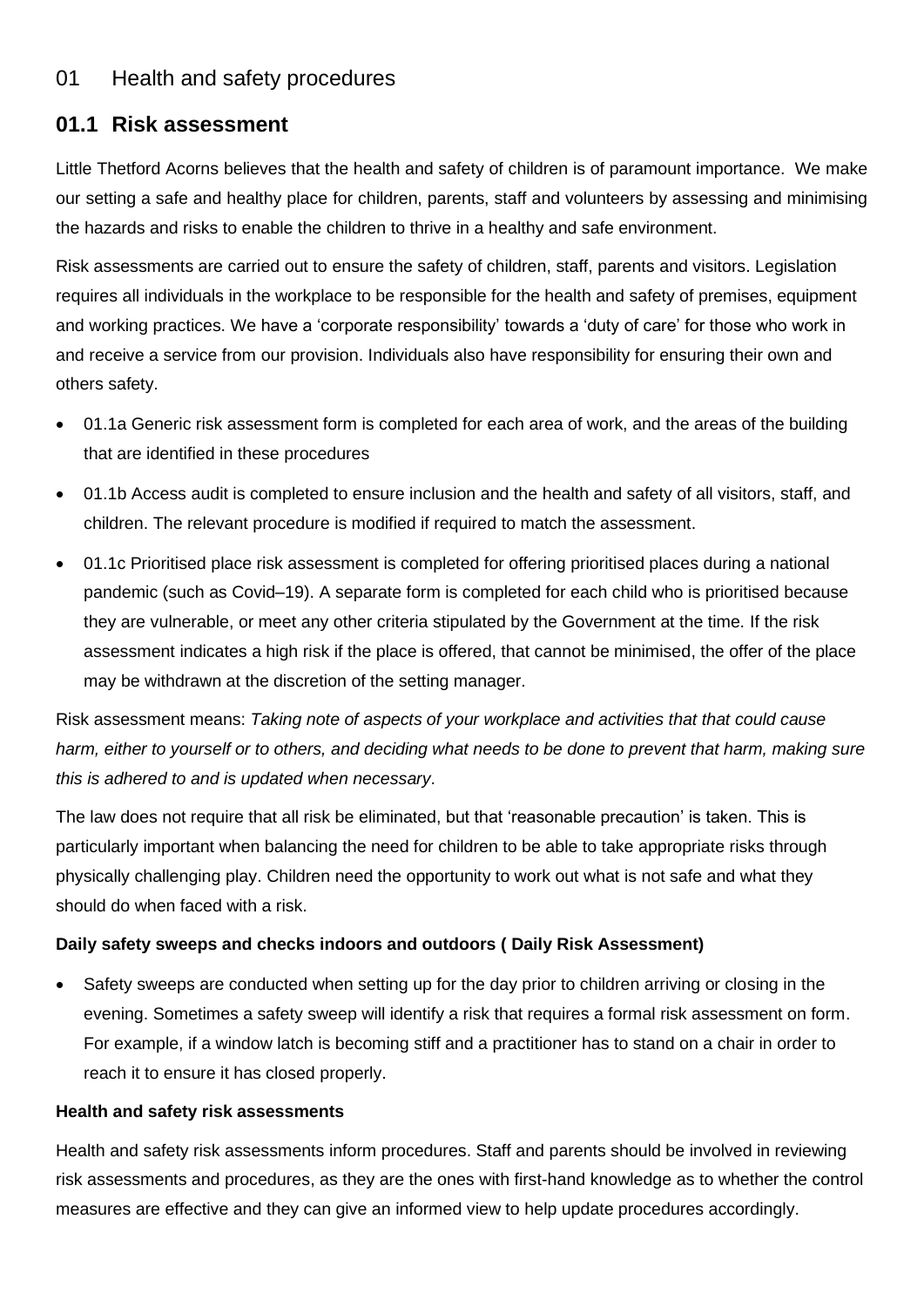# 01 Health and safety procedures

## 01.1 Risk assessment

Little Thetford Acorns believes that the health and safety of children is of paramount importance. We make our setting a safe and healthy place for children, parents, staff and volunteers by assessing and minimising the hazards and risks to enable the children to thrive in a healthy and safe environment.

Risk assessments are carried out to ensure the safety of children, staff, parents and visitors. Legislation requires all individuals in the workplace to be responsible for the health and safety of premises, equipment and working practices. We have a 'corporate responsibility' towards a 'duty of care' for those who work in and receive a service from our provision. Individuals also have responsibility for ensuring their own and others safety.

- 01.1a Generic risk assessment form is completed for each area of work, and the areas of the building that are identified in these procedures
- 01.1b Access audit is completed to ensure inclusion and the health and safety of all visitors, staff, and children. The relevant procedure is modified if required to match the assessment.
- 01.1c Prioritised place risk assessment is completed for offering prioritised places during a national pandemic (such as Covid–19). A separate form is completed for each child who is prioritised because they are vulnerable, or meet any other criteria stipulated by the Government at the time. If the risk assessment indicates a high risk if the place is offered, that cannot be minimised, the offer of the place may be withdrawn at the discretion of the setting manager.

Risk assessment means: *Taking note of aspects of your workplace and activities that that could cause harm, either to yourself or to others, and deciding what needs to be done to prevent that harm, making sure this is adhered to and is updated when necessary*.

The law does not require that all risk be eliminated, but that 'reasonable precaution' is taken. This is particularly important when balancing the need for children to be able to take appropriate risks through physically challenging play. Children need the opportunity to work out what is not safe and what they should do when faced with a risk.

**Daily safety sweeps and checks indoors and outdoors ( Daily Risk Assessment)**

- Safety sweeps are conducted when setting up for the day prior to children arriving or closing in the evening. Sometimes a safety sweep will identify a risk that requires a formal risk assessment on form. For example, if a window latch is becoming stiff and a practitioner has to stand on a chair in order to reach it to ensure it has closed properly.

**Health and safety risk assessments**

Health and safety risk assessments inform procedures. Staff and parents should be involved in reviewing risk assessments and procedures, as they are the ones with first-hand knowledge as to whether the control measures are effective and they can give an informed view to help update procedures accordingly.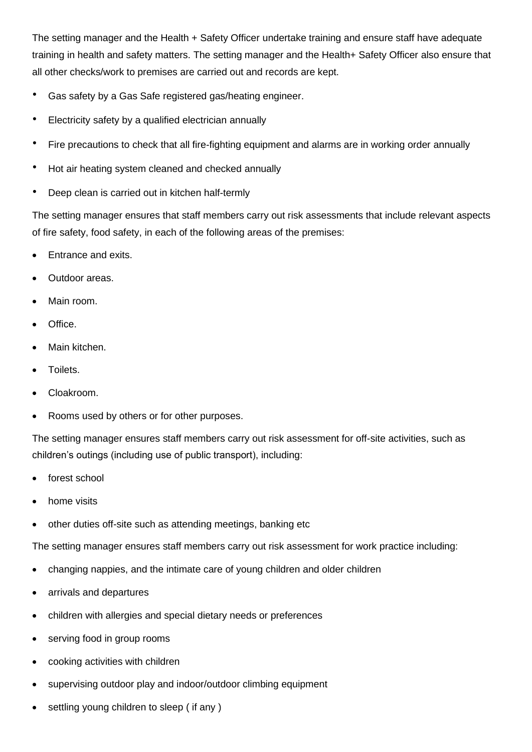The setting manager and the Health + Safety Officer undertake training and ensure staff have adequate training in health and safety matters. The setting manager and the Health+ Safety Officer also ensure that all other checks/work to premises are carried out and records are kept.

- Gas safety by a Gas Safe registered gas/heating engineer.
- Electricity safety by a qualified electrician annually
- Fire precautions to check that all fire-fighting equipment and alarms are in working order annually
- Hot air heating system cleaned and checked annually
- Deep clean is carried out in kitchen half-termly

The setting manager ensures that staff members carry out risk assessments that include relevant aspects of fire safety, food safety, in each of the following areas of the premises:

- Entrance and exits.
- Outdoor areas.
- Main room.
- Office.
- Main kitchen.
- Toilets.
- Cloakroom.
- Rooms used by others or for other purposes.

The setting manager ensures staff members carry out risk assessment for off-site activities, such as children's outings (including use of public transport), including:

- forest school
- home visits
- other duties off-site such as attending meetings, banking etc

The setting manager ensures staff members carry out risk assessment for work practice including:

- changing nappies, and the intimate care of young children and older children
- arrivals and departures
- children with allergies and special dietary needs or preferences
- serving food in group rooms
- cooking activities with children
- supervising outdoor play and indoor/outdoor climbing equipment
- settling young children to sleep ( if any )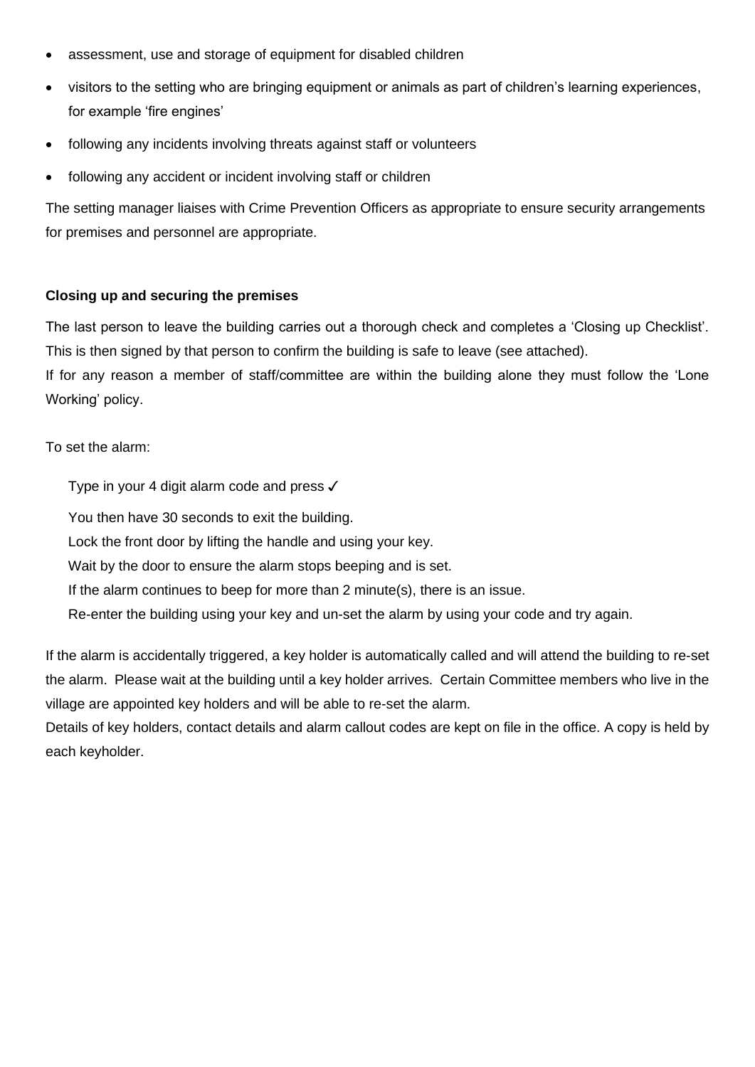- assessment, use and storage of equipment for disabled children
- visitors to the setting who are bringing equipment or animals as part of children's learning experiences, for example 'fire engines'
- following any incidents involving threats against staff or volunteers
- following any accident or incident involving staff or children

The setting manager liaises with Crime Prevention Officers as appropriate to ensure security arrangements for premises and personnel are appropriate.

**Closing up and securing the premises**

The last person to leave the building carries out a thorough check and completes a 'Closing up Checklist'. This is then signed by that person to confirm the building is safe to leave (see attached).
If for any reason a member of staff/committee are within the building alone they must follow the 'Lone Working' policy.

To set the alarm:

Type in your 4 digit alarm code and press ✓

You then have 30 seconds to exit the building.
Lock the front door by lifting the handle and using your key.
Wait by the door to ensure the alarm stops beeping and is set.
If the alarm continues to beep for more than 2 minute(s), there is an issue.
Re-enter the building using your key and un-set the alarm by using your code and try again.

If the alarm is accidentally triggered, a key holder is automatically called and will attend the building to re-set the alarm. Please wait at the building until a key holder arrives. Certain Committee members who live in the village are appointed key holders and will be able to re-set the alarm.
Details of key holders, contact details and alarm callout codes are kept on file in the office. A copy is held by each keyholder.